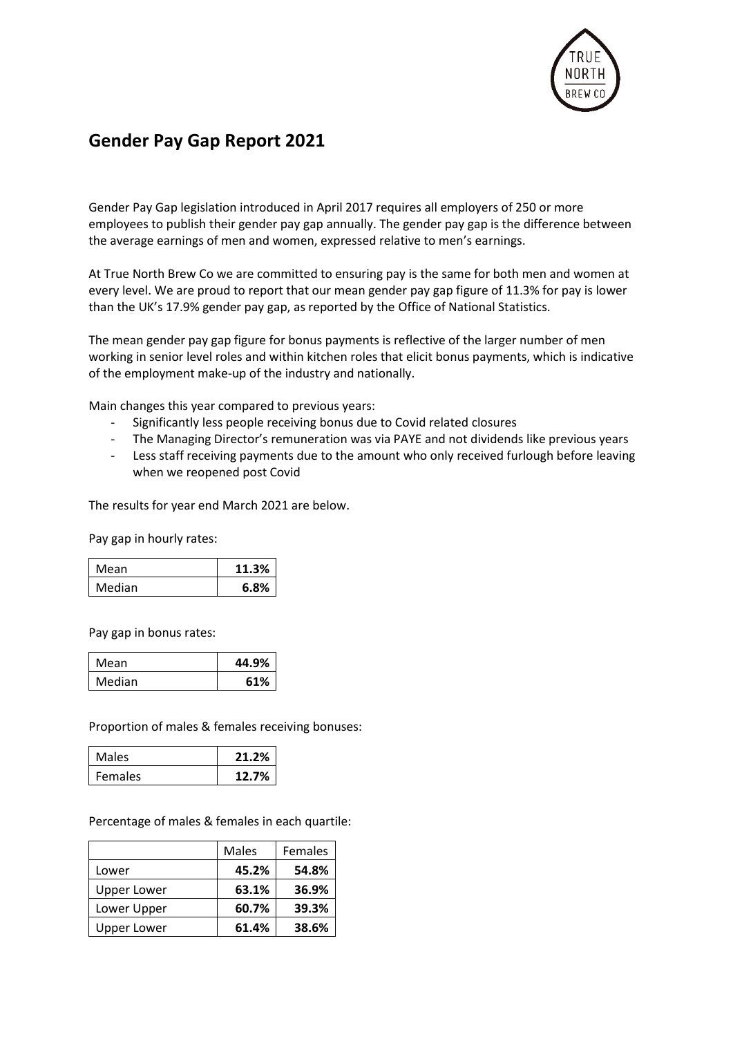# Gender Pay Gap Report 2021

Gender Pay Gap legislation introduced in April 2017 requires all employers of 250 or more employees to publish their gender pay gap annually. The gender pay gap is the difference between the average earnings of men and women, expressed relative to men's earnings.

At True North Brew Co we are committed to ensuring pay is the same for both men and women at every level. We are proud to report that our mean gender pay gap figure of 11.3% for pay is lower than the UK's 17.9% gender pay gap, as reported by the Office of National Statistics.

The mean gender pay gap figure for bonus payments is reflective of the larger number of men working in senior level roles and within kitchen roles that elicit bonus payments, which is indicative of the employment make-up of the industry and nationally.

Main changes this year compared to previous years:

- Significantly less people receiving bonus due to Covid related closures
- The Managing Director's remuneration was via PAYE and not dividends like previous years
- Less staff receiving payments due to the amount who only received furlough before leaving when we reopened post Covid

The results for year end March 2021 are below.

Pay gap in hourly rates:

| | |
|---|---|
| Mean | **11.3%** |
| Median | **6.8%** |

Pay gap in bonus rates:

| | |
|---|---|
| Mean | **44.9%** |
| Median | **61%** |

Proportion of males & females receiving bonuses:

| | |
|---|---|
| Males | **21.2%** |
| Females | **12.7%** |

Percentage of males & females in each quartile:

| | Males | Females |
|---|---|---|
| Lower | **45.2%** | **54.8%** |
| Upper Lower | **63.1%** | **36.9%** |
| Lower Upper | **60.7%** | **39.3%** |
| Upper Lower | **61.4%** | **38.6%** |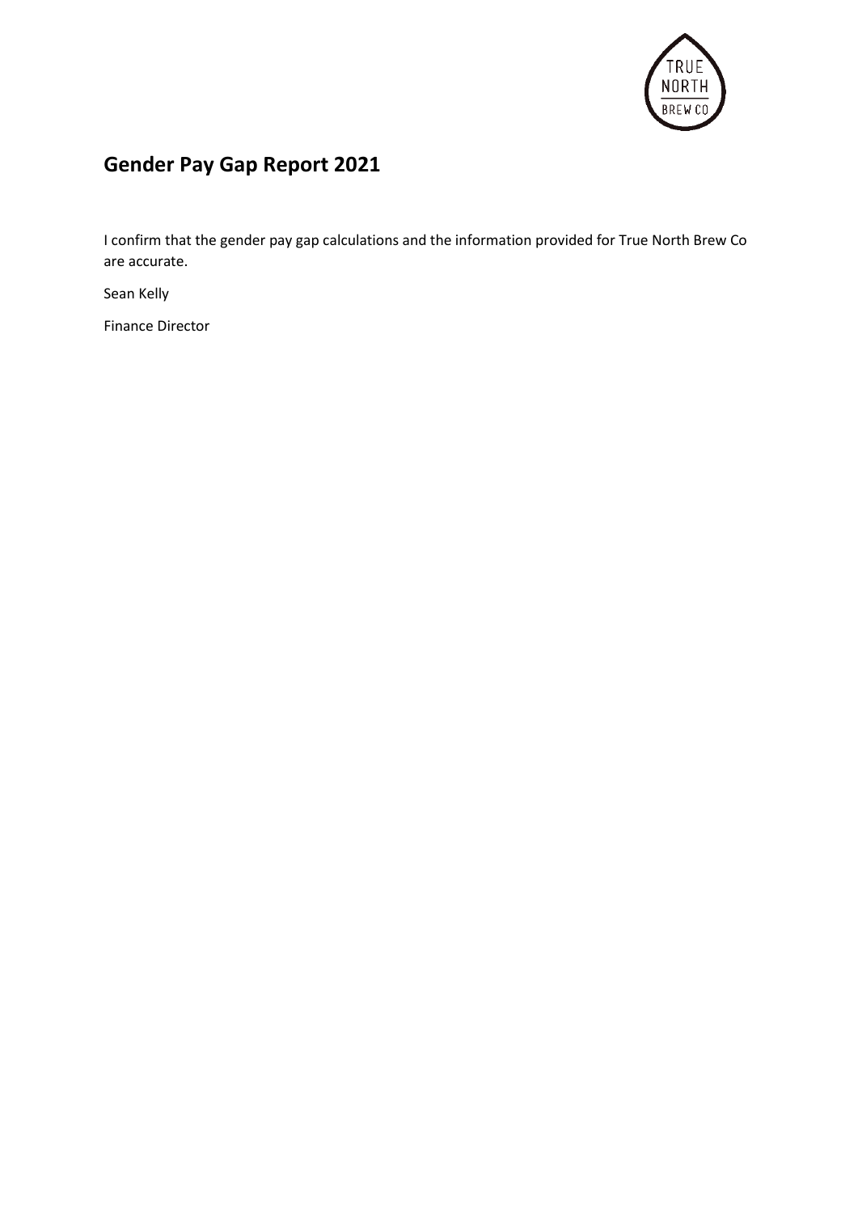# Gender Pay Gap Report 2021

I confirm that the gender pay gap calculations and the information provided for True North Brew Co are accurate.

Sean Kelly

Finance Director